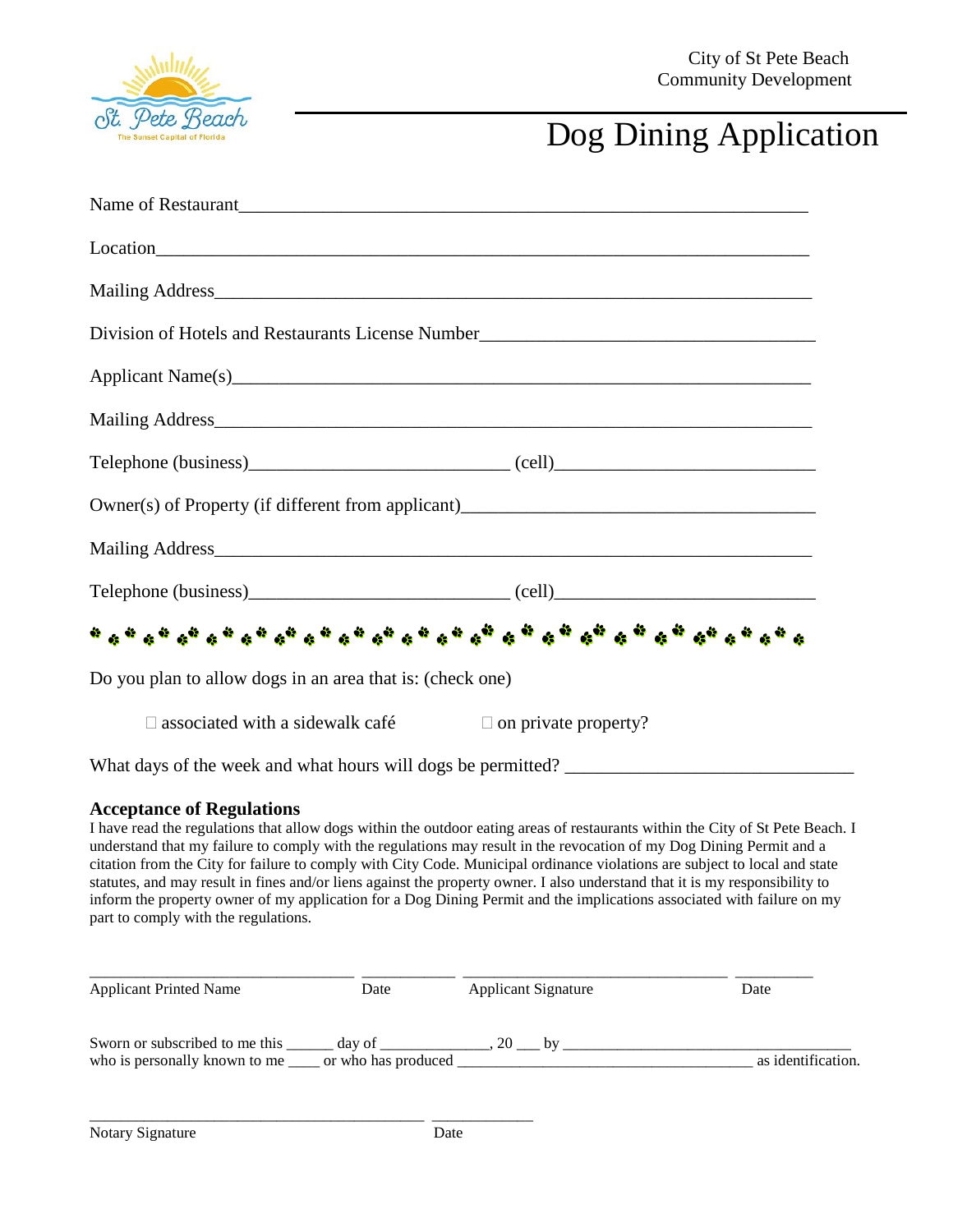City of St Pete Beach
Community Development

# Dog Dining Application

Name of Restaurant_______________________________________________________________

Location_______________________________________________________________________

Mailing Address_________________________________________________________________

Division of Hotels and Restaurants License Number___________________________________

Applicant Name(s)_______________________________________________________________

Mailing Address_________________________________________________________________

Telephone (business)___________________________ (cell)___________________________

Owner(s) of Property (if different from applicant)_____________________________________

Mailing Address_________________________________________________________________

Telephone (business)___________________________ (cell)___________________________

Do you plan to allow dogs in an area that is: (check one)

☐ associated with a sidewalk café ☐ on private property?

What days of the week and what hours will dogs be permitted? ______________________________

### Acceptance of Regulations

I have read the regulations that allow dogs within the outdoor eating areas of restaurants within the City of St Pete Beach. I understand that my failure to comply with the regulations may result in the revocation of my Dog Dining Permit and a citation from the City for failure to comply with City Code. Municipal ordinance violations are subject to local and state statutes, and may result in fines and/or liens against the property owner. I also understand that it is my responsibility to inform the property owner of my application for a Dog Dining Permit and the implications associated with failure on my part to comply with the regulations.

________________________________ ___________ ________________________________ __________
Applicant Printed Name Date Applicant Signature Date

Sworn or subscribed to me this ______ day of _____________, 20 ___ by ___________________________________
who is personally known to me ____ or who has produced _____________________________________ as identification.

__________________________________________ ____________
Notary Signature Date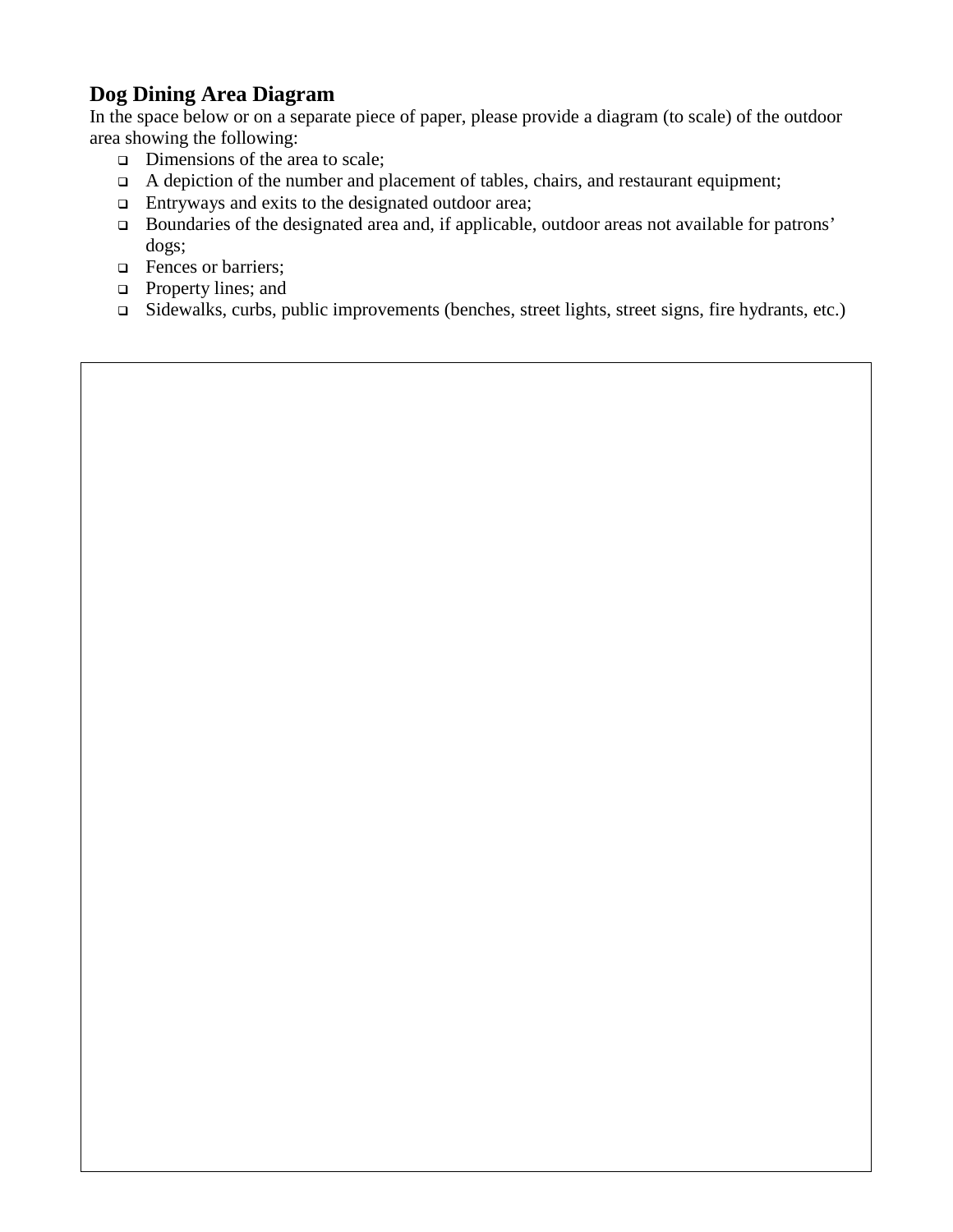## Dog Dining Area Diagram

In the space below or on a separate piece of paper, please provide a diagram (to scale) of the outdoor area showing the following:

- ❑ Dimensions of the area to scale;
- ❑ A depiction of the number and placement of tables, chairs, and restaurant equipment;
- ❑ Entryways and exits to the designated outdoor area;
- ❑ Boundaries of the designated area and, if applicable, outdoor areas not available for patrons' dogs;
- ❑ Fences or barriers;
- ❑ Property lines; and
- ❑ Sidewalks, curbs, public improvements (benches, street lights, street signs, fire hydrants, etc.)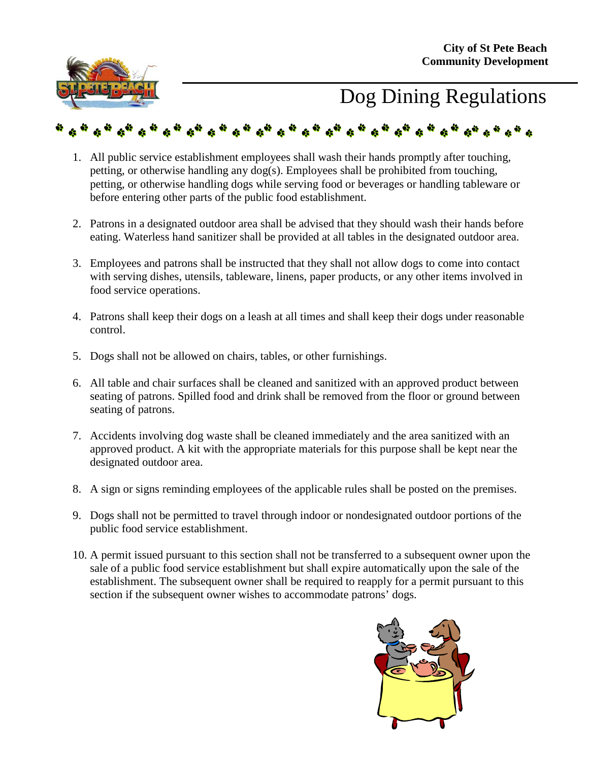**City of St Pete Beach**
**Community Development**

# Dog Dining Regulations

1. All public service establishment employees shall wash their hands promptly after touching, petting, or otherwise handling any dog(s). Employees shall be prohibited from touching, petting, or otherwise handling dogs while serving food or beverages or handling tableware or before entering other parts of the public food establishment.

2. Patrons in a designated outdoor area shall be advised that they should wash their hands before eating. Waterless hand sanitizer shall be provided at all tables in the designated outdoor area.

3. Employees and patrons shall be instructed that they shall not allow dogs to come into contact with serving dishes, utensils, tableware, linens, paper products, or any other items involved in food service operations.

4. Patrons shall keep their dogs on a leash at all times and shall keep their dogs under reasonable control.

5. Dogs shall not be allowed on chairs, tables, or other furnishings.

6. All table and chair surfaces shall be cleaned and sanitized with an approved product between seating of patrons. Spilled food and drink shall be removed from the floor or ground between seating of patrons.

7. Accidents involving dog waste shall be cleaned immediately and the area sanitized with an approved product. A kit with the appropriate materials for this purpose shall be kept near the designated outdoor area.

8. A sign or signs reminding employees of the applicable rules shall be posted on the premises.

9. Dogs shall not be permitted to travel through indoor or nondesignated outdoor portions of the public food service establishment.

10. A permit issued pursuant to this section shall not be transferred to a subsequent owner upon the sale of a public food service establishment but shall expire automatically upon the sale of the establishment. The subsequent owner shall be required to reapply for a permit pursuant to this section if the subsequent owner wishes to accommodate patrons' dogs.